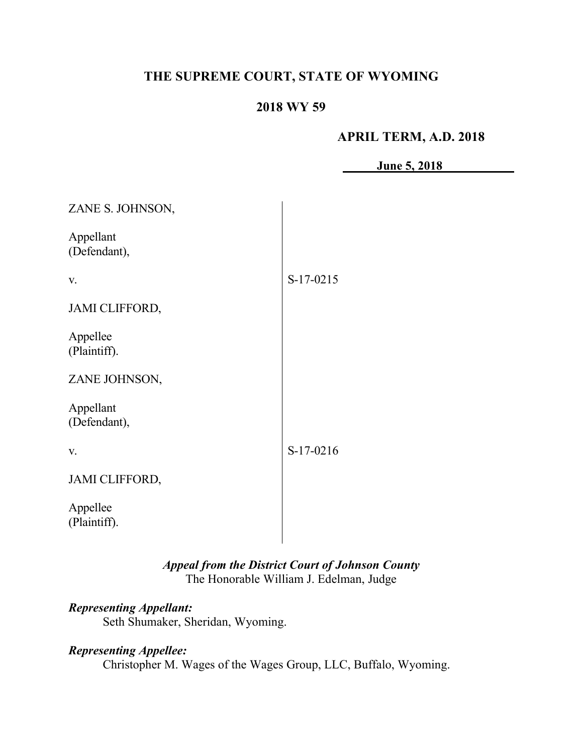# THE SUPREME COURT, STATE OF WYOMING

## 2018 WY 59

**APRIL TERM, A.D. 2018**

**June 5, 2018**

| | |
|---|---|
| ZANE S. JOHNSON,<br><br>Appellant<br>(Defendant),<br><br>v.<br><br>JAMI CLIFFORD,<br><br>Appellee<br>(Plaintiff). | S-17-0215 |
| ZANE JOHNSON,<br><br>Appellant<br>(Defendant),<br><br>v.<br><br>JAMI CLIFFORD,<br><br>Appellee<br>(Plaintiff). | S-17-0216 |

***Appeal from the District Court of Johnson County***
The Honorable William J. Edelman, Judge

***Representing Appellant:***
Seth Shumaker, Sheridan, Wyoming.

***Representing Appellee:***
Christopher M. Wages of the Wages Group, LLC, Buffalo, Wyoming.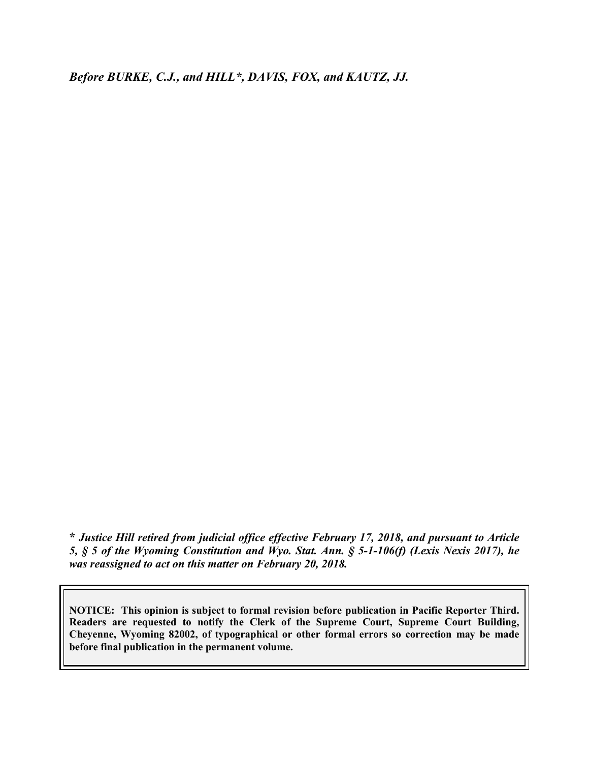***Before BURKE, C.J., and HILL*, DAVIS, FOX, and KAUTZ, JJ.***

***\* Justice Hill retired from judicial office effective February 17, 2018, and pursuant to Article 5, § 5 of the Wyoming Constitution and Wyo. Stat. Ann. § 5-1-106(f) (Lexis Nexis 2017), he was reassigned to act on this matter on February 20, 2018.***

**NOTICE: This opinion is subject to formal revision before publication in Pacific Reporter Third. Readers are requested to notify the Clerk of the Supreme Court, Supreme Court Building, Cheyenne, Wyoming 82002, of typographical or other formal errors so correction may be made before final publication in the permanent volume.**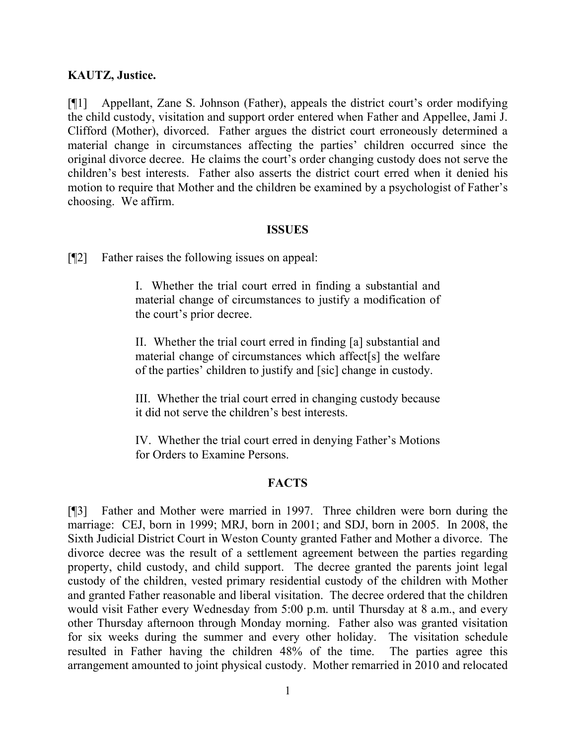**KAUTZ, Justice.**

[¶1] Appellant, Zane S. Johnson (Father), appeals the district court's order modifying the child custody, visitation and support order entered when Father and Appellee, Jami J. Clifford (Mother), divorced. Father argues the district court erroneously determined a material change in circumstances affecting the parties' children occurred since the original divorce decree. He claims the court's order changing custody does not serve the children's best interests. Father also asserts the district court erred when it denied his motion to require that Mother and the children be examined by a psychologist of Father's choosing. We affirm.

## ISSUES

[¶2] Father raises the following issues on appeal:

> I. Whether the trial court erred in finding a substantial and material change of circumstances to justify a modification of the court's prior decree.
>
> II. Whether the trial court erred in finding [a] substantial and material change of circumstances which affect[s] the welfare of the parties' children to justify and [sic] change in custody.
>
> III. Whether the trial court erred in changing custody because it did not serve the children's best interests.
>
> IV. Whether the trial court erred in denying Father's Motions for Orders to Examine Persons.

## FACTS

[¶3] Father and Mother were married in 1997. Three children were born during the marriage: CEJ, born in 1999; MRJ, born in 2001; and SDJ, born in 2005. In 2008, the Sixth Judicial District Court in Weston County granted Father and Mother a divorce. The divorce decree was the result of a settlement agreement between the parties regarding property, child custody, and child support. The decree granted the parents joint legal custody of the children, vested primary residential custody of the children with Mother and granted Father reasonable and liberal visitation. The decree ordered that the children would visit Father every Wednesday from 5:00 p.m. until Thursday at 8 a.m., and every other Thursday afternoon through Monday morning. Father also was granted visitation for six weeks during the summer and every other holiday. The visitation schedule resulted in Father having the children 48% of the time. The parties agree this arrangement amounted to joint physical custody. Mother remarried in 2010 and relocated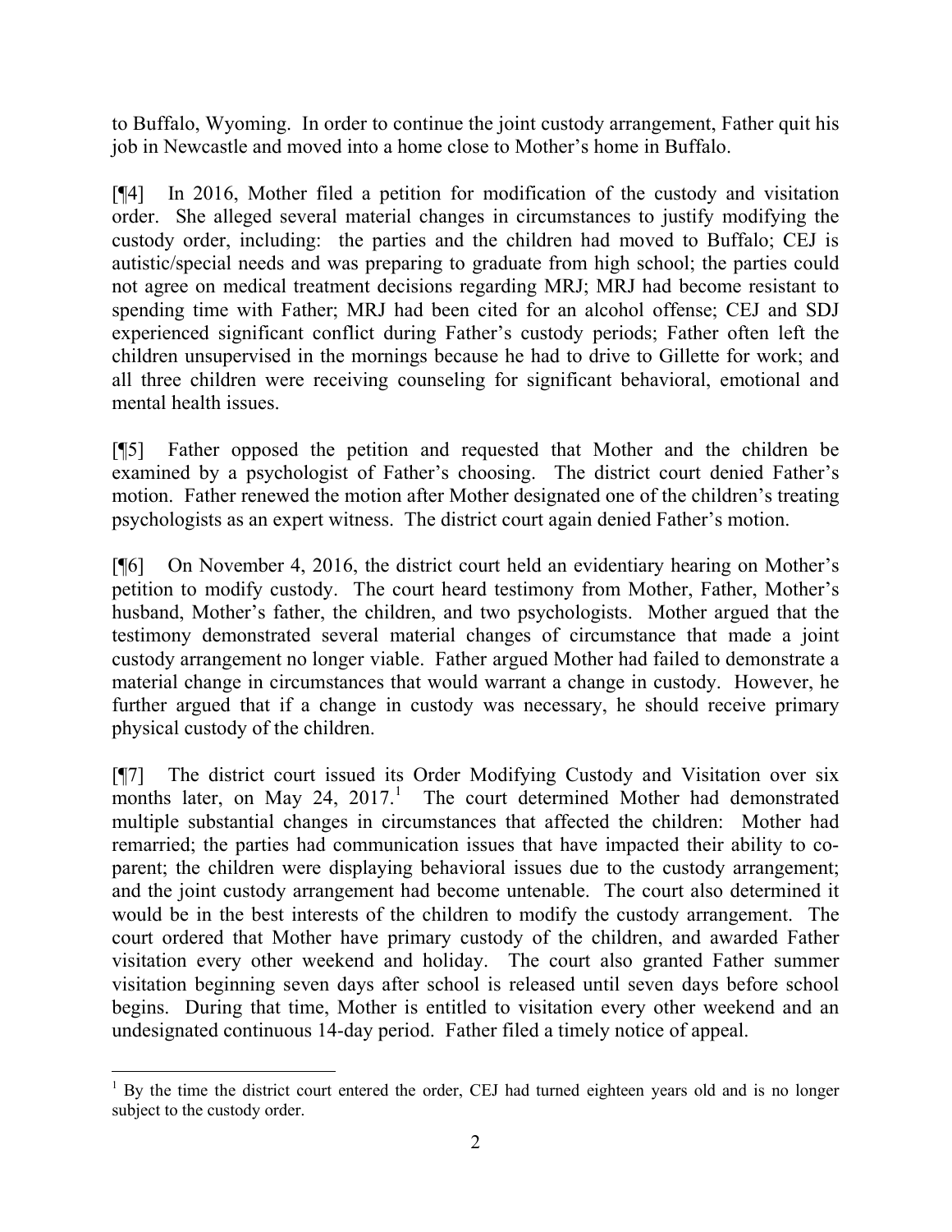to Buffalo, Wyoming. In order to continue the joint custody arrangement, Father quit his job in Newcastle and moved into a home close to Mother's home in Buffalo.

[¶4] In 2016, Mother filed a petition for modification of the custody and visitation order. She alleged several material changes in circumstances to justify modifying the custody order, including: the parties and the children had moved to Buffalo; CEJ is autistic/special needs and was preparing to graduate from high school; the parties could not agree on medical treatment decisions regarding MRJ; MRJ had become resistant to spending time with Father; MRJ had been cited for an alcohol offense; CEJ and SDJ experienced significant conflict during Father's custody periods; Father often left the children unsupervised in the mornings because he had to drive to Gillette for work; and all three children were receiving counseling for significant behavioral, emotional and mental health issues.

[¶5] Father opposed the petition and requested that Mother and the children be examined by a psychologist of Father's choosing. The district court denied Father's motion. Father renewed the motion after Mother designated one of the children's treating psychologists as an expert witness. The district court again denied Father's motion.

[¶6] On November 4, 2016, the district court held an evidentiary hearing on Mother's petition to modify custody. The court heard testimony from Mother, Father, Mother's husband, Mother's father, the children, and two psychologists. Mother argued that the testimony demonstrated several material changes of circumstance that made a joint custody arrangement no longer viable. Father argued Mother had failed to demonstrate a material change in circumstances that would warrant a change in custody. However, he further argued that if a change in custody was necessary, he should receive primary physical custody of the children.

[¶7] The district court issued its Order Modifying Custody and Visitation over six months later, on May 24, 2017.[1] The court determined Mother had demonstrated multiple substantial changes in circumstances that affected the children: Mother had remarried; the parties had communication issues that have impacted their ability to co-parent; the children were displaying behavioral issues due to the custody arrangement; and the joint custody arrangement had become untenable. The court also determined it would be in the best interests of the children to modify the custody arrangement. The court ordered that Mother have primary custody of the children, and awarded Father visitation every other weekend and holiday. The court also granted Father summer visitation beginning seven days after school is released until seven days before school begins. During that time, Mother is entitled to visitation every other weekend and an undesignated continuous 14-day period. Father filed a timely notice of appeal.

[1] By the time the district court entered the order, CEJ had turned eighteen years old and is no longer subject to the custody order.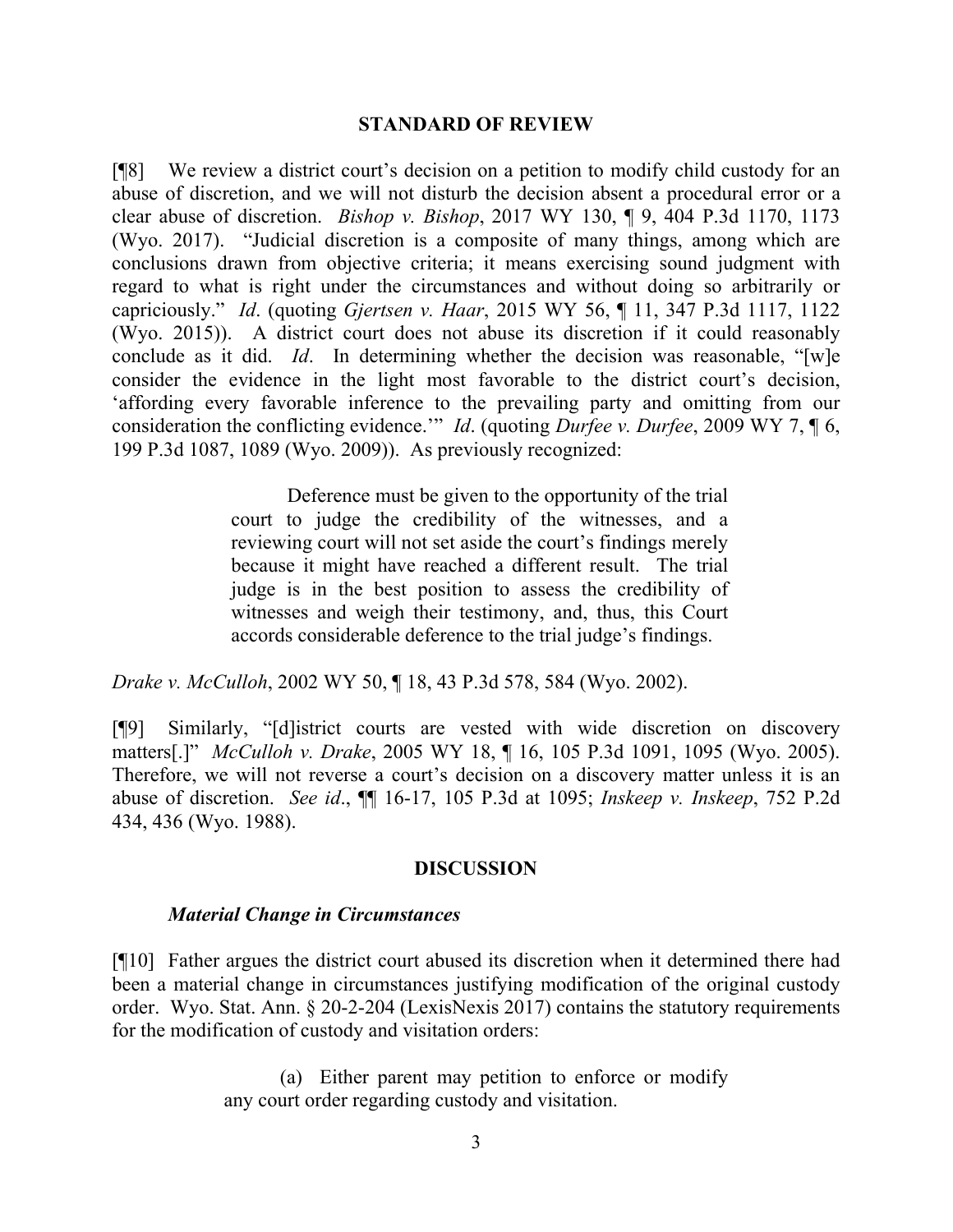## STANDARD OF REVIEW

[¶8] We review a district court's decision on a petition to modify child custody for an abuse of discretion, and we will not disturb the decision absent a procedural error or a clear abuse of discretion. *Bishop v. Bishop*, 2017 WY 130, ¶ 9, 404 P.3d 1170, 1173 (Wyo. 2017). "Judicial discretion is a composite of many things, among which are conclusions drawn from objective criteria; it means exercising sound judgment with regard to what is right under the circumstances and without doing so arbitrarily or capriciously." *Id*. (quoting *Gjertsen v. Haar*, 2015 WY 56, ¶ 11, 347 P.3d 1117, 1122 (Wyo. 2015)). A district court does not abuse its discretion if it could reasonably conclude as it did. *Id*. In determining whether the decision was reasonable, "[w]e consider the evidence in the light most favorable to the district court's decision, 'affording every favorable inference to the prevailing party and omitting from our consideration the conflicting evidence.'" *Id*. (quoting *Durfee v. Durfee*, 2009 WY 7, ¶ 6, 199 P.3d 1087, 1089 (Wyo. 2009)). As previously recognized:

> Deference must be given to the opportunity of the trial court to judge the credibility of the witnesses, and a reviewing court will not set aside the court's findings merely because it might have reached a different result. The trial judge is in the best position to assess the credibility of witnesses and weigh their testimony, and, thus, this Court accords considerable deference to the trial judge's findings.

*Drake v. McCulloh*, 2002 WY 50, ¶ 18, 43 P.3d 578, 584 (Wyo. 2002).

[¶9] Similarly, "[d]istrict courts are vested with wide discretion on discovery matters[.]" *McCulloh v. Drake*, 2005 WY 18, ¶ 16, 105 P.3d 1091, 1095 (Wyo. 2005). Therefore, we will not reverse a court's decision on a discovery matter unless it is an abuse of discretion. *See id*., ¶¶ 16-17, 105 P.3d at 1095; *Inskeep v. Inskeep*, 752 P.2d 434, 436 (Wyo. 1988).

## DISCUSSION

### *Material Change in Circumstances*

[¶10] Father argues the district court abused its discretion when it determined there had been a material change in circumstances justifying modification of the original custody order. Wyo. Stat. Ann. § 20-2-204 (LexisNexis 2017) contains the statutory requirements for the modification of custody and visitation orders:

> (a) Either parent may petition to enforce or modify any court order regarding custody and visitation.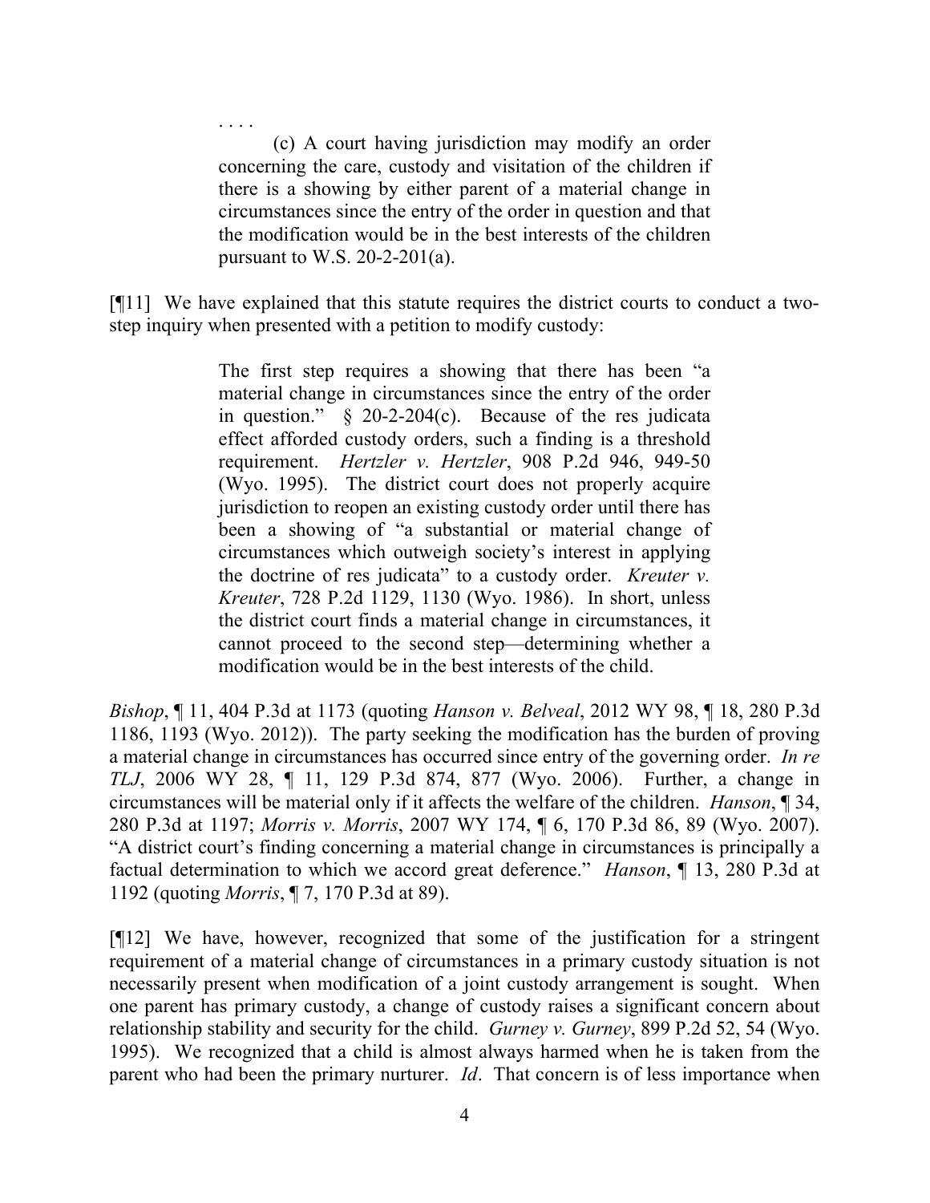. . . .

> (c) A court having jurisdiction may modify an order concerning the care, custody and visitation of the children if there is a showing by either parent of a material change in circumstances since the entry of the order in question and that the modification would be in the best interests of the children pursuant to W.S. 20-2-201(a).

[¶11] We have explained that this statute requires the district courts to conduct a two-step inquiry when presented with a petition to modify custody:

> The first step requires a showing that there has been "a material change in circumstances since the entry of the order in question." § 20-2-204(c). Because of the res judicata effect afforded custody orders, such a finding is a threshold requirement. *Hertzler v. Hertzler*, 908 P.2d 946, 949-50 (Wyo. 1995). The district court does not properly acquire jurisdiction to reopen an existing custody order until there has been a showing of "a substantial or material change of circumstances which outweigh society's interest in applying the doctrine of res judicata" to a custody order. *Kreuter v. Kreuter*, 728 P.2d 1129, 1130 (Wyo. 1986). In short, unless the district court finds a material change in circumstances, it cannot proceed to the second step—determining whether a modification would be in the best interests of the child.

*Bishop*, ¶ 11, 404 P.3d at 1173 (quoting *Hanson v. Belveal*, 2012 WY 98, ¶ 18, 280 P.3d 1186, 1193 (Wyo. 2012)). The party seeking the modification has the burden of proving a material change in circumstances has occurred since entry of the governing order. *In re TLJ*, 2006 WY 28, ¶ 11, 129 P.3d 874, 877 (Wyo. 2006). Further, a change in circumstances will be material only if it affects the welfare of the children. *Hanson*, ¶ 34, 280 P.3d at 1197; *Morris v. Morris*, 2007 WY 174, ¶ 6, 170 P.3d 86, 89 (Wyo. 2007). "A district court's finding concerning a material change in circumstances is principally a factual determination to which we accord great deference." *Hanson*, ¶ 13, 280 P.3d at 1192 (quoting *Morris*, ¶ 7, 170 P.3d at 89).

[¶12] We have, however, recognized that some of the justification for a stringent requirement of a material change of circumstances in a primary custody situation is not necessarily present when modification of a joint custody arrangement is sought. When one parent has primary custody, a change of custody raises a significant concern about relationship stability and security for the child. *Gurney v. Gurney*, 899 P.2d 52, 54 (Wyo. 1995). We recognized that a child is almost always harmed when he is taken from the parent who had been the primary nurturer. *Id*. That concern is of less importance when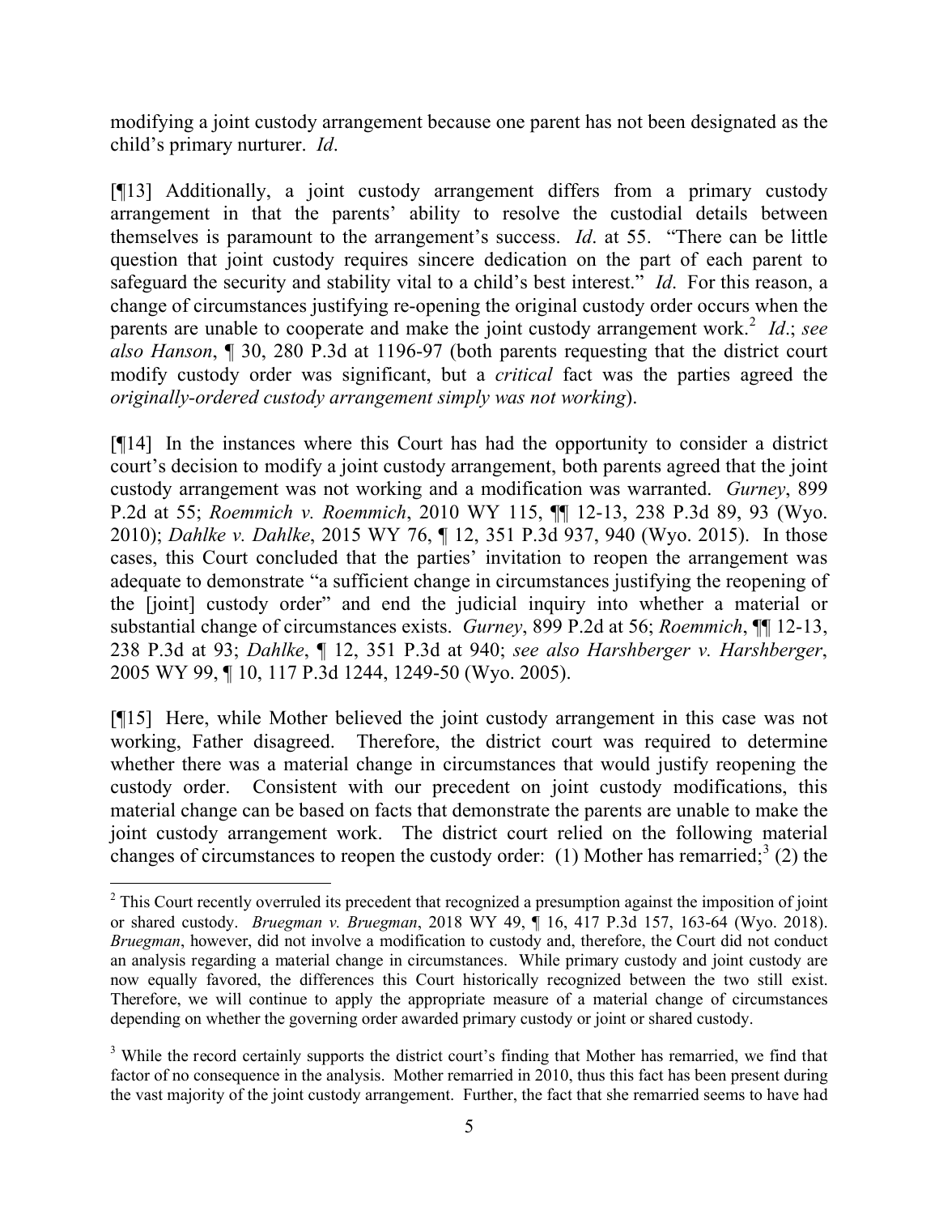modifying a joint custody arrangement because one parent has not been designated as the child's primary nurturer. *Id*.

[¶13] Additionally, a joint custody arrangement differs from a primary custody arrangement in that the parents' ability to resolve the custodial details between themselves is paramount to the arrangement's success. *Id*. at 55. "There can be little question that joint custody requires sincere dedication on the part of each parent to safeguard the security and stability vital to a child's best interest." *Id*. For this reason, a change of circumstances justifying re-opening the original custody order occurs when the parents are unable to cooperate and make the joint custody arrangement work.[2] *Id*.; *see also Hanson*, ¶ 30, 280 P.3d at 1196-97 (both parents requesting that the district court modify custody order was significant, but a *critical* fact was the parties agreed the *originally-ordered custody arrangement simply was not working*).

[¶14] In the instances where this Court has had the opportunity to consider a district court's decision to modify a joint custody arrangement, both parents agreed that the joint custody arrangement was not working and a modification was warranted. *Gurney*, 899 P.2d at 55; *Roemmich v. Roemmich*, 2010 WY 115, ¶¶ 12-13, 238 P.3d 89, 93 (Wyo. 2010); *Dahlke v. Dahlke*, 2015 WY 76, ¶ 12, 351 P.3d 937, 940 (Wyo. 2015). In those cases, this Court concluded that the parties' invitation to reopen the arrangement was adequate to demonstrate "a sufficient change in circumstances justifying the reopening of the [joint] custody order" and end the judicial inquiry into whether a material or substantial change of circumstances exists. *Gurney*, 899 P.2d at 56; *Roemmich*, ¶¶ 12-13, 238 P.3d at 93; *Dahlke*, ¶ 12, 351 P.3d at 940; *see also Harshberger v. Harshberger*, 2005 WY 99, ¶ 10, 117 P.3d 1244, 1249-50 (Wyo. 2005).

[¶15] Here, while Mother believed the joint custody arrangement in this case was not working, Father disagreed. Therefore, the district court was required to determine whether there was a material change in circumstances that would justify reopening the custody order. Consistent with our precedent on joint custody modifications, this material change can be based on facts that demonstrate the parents are unable to make the joint custody arrangement work. The district court relied on the following material changes of circumstances to reopen the custody order: (1) Mother has remarried;[3] (2) the

---

[2] This Court recently overruled its precedent that recognized a presumption against the imposition of joint or shared custody. *Bruegman v. Bruegman*, 2018 WY 49, ¶ 16, 417 P.3d 157, 163-64 (Wyo. 2018). *Bruegman*, however, did not involve a modification to custody and, therefore, the Court did not conduct an analysis regarding a material change in circumstances. While primary custody and joint custody are now equally favored, the differences this Court historically recognized between the two still exist. Therefore, we will continue to apply the appropriate measure of a material change of circumstances depending on whether the governing order awarded primary custody or joint or shared custody.

[3] While the record certainly supports the district court's finding that Mother has remarried, we find that factor of no consequence in the analysis. Mother remarried in 2010, thus this fact has been present during the vast majority of the joint custody arrangement. Further, the fact that she remarried seems to have had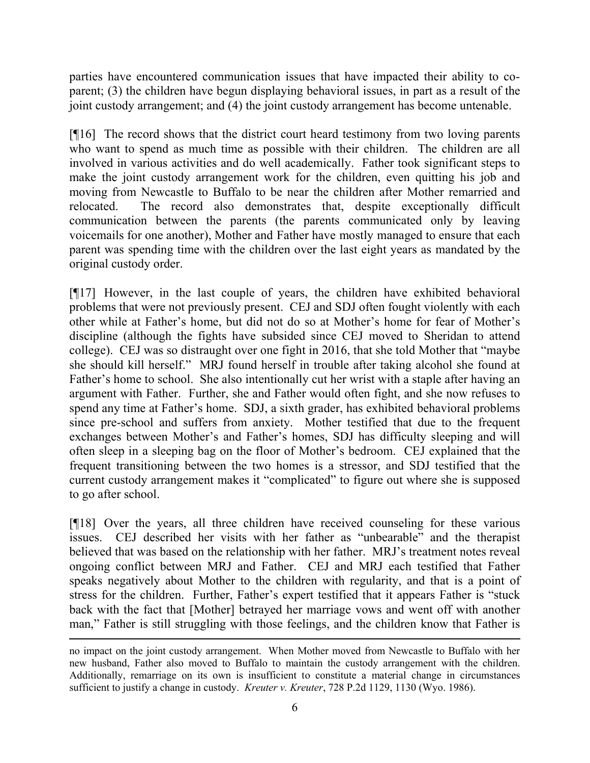parties have encountered communication issues that have impacted their ability to co-parent; (3) the children have begun displaying behavioral issues, in part as a result of the joint custody arrangement; and (4) the joint custody arrangement has become untenable.

[¶16] The record shows that the district court heard testimony from two loving parents who want to spend as much time as possible with their children. The children are all involved in various activities and do well academically. Father took significant steps to make the joint custody arrangement work for the children, even quitting his job and moving from Newcastle to Buffalo to be near the children after Mother remarried and relocated. The record also demonstrates that, despite exceptionally difficult communication between the parents (the parents communicated only by leaving voicemails for one another), Mother and Father have mostly managed to ensure that each parent was spending time with the children over the last eight years as mandated by the original custody order.

[¶17] However, in the last couple of years, the children have exhibited behavioral problems that were not previously present. CEJ and SDJ often fought violently with each other while at Father's home, but did not do so at Mother's home for fear of Mother's discipline (although the fights have subsided since CEJ moved to Sheridan to attend college). CEJ was so distraught over one fight in 2016, that she told Mother that "maybe she should kill herself." MRJ found herself in trouble after taking alcohol she found at Father's home to school. She also intentionally cut her wrist with a staple after having an argument with Father. Further, she and Father would often fight, and she now refuses to spend any time at Father's home. SDJ, a sixth grader, has exhibited behavioral problems since pre-school and suffers from anxiety. Mother testified that due to the frequent exchanges between Mother's and Father's homes, SDJ has difficulty sleeping and will often sleep in a sleeping bag on the floor of Mother's bedroom. CEJ explained that the frequent transitioning between the two homes is a stressor, and SDJ testified that the current custody arrangement makes it "complicated" to figure out where she is supposed to go after school.

[¶18] Over the years, all three children have received counseling for these various issues. CEJ described her visits with her father as "unbearable" and the therapist believed that was based on the relationship with her father. MRJ's treatment notes reveal ongoing conflict between MRJ and Father. CEJ and MRJ each testified that Father speaks negatively about Mother to the children with regularity, and that is a point of stress for the children. Further, Father's expert testified that it appears Father is "stuck back with the fact that [Mother] betrayed her marriage vows and went off with another man," Father is still struggling with those feelings, and the children know that Father is

---

no impact on the joint custody arrangement. When Mother moved from Newcastle to Buffalo with her new husband, Father also moved to Buffalo to maintain the custody arrangement with the children. Additionally, remarriage on its own is insufficient to constitute a material change in circumstances sufficient to justify a change in custody. *Kreuter v. Kreuter*, 728 P.2d 1129, 1130 (Wyo. 1986).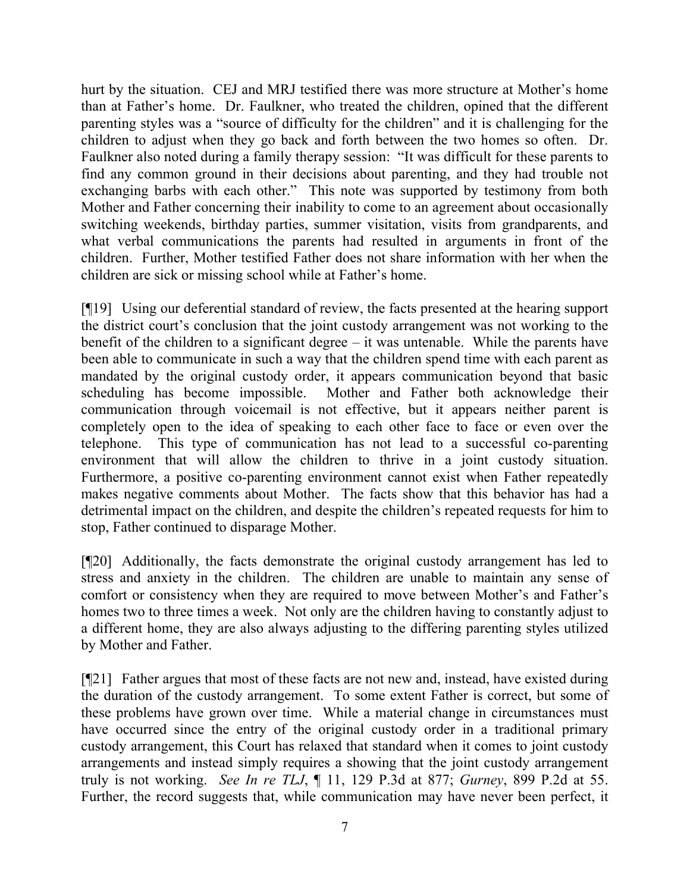hurt by the situation. CEJ and MRJ testified there was more structure at Mother's home than at Father's home. Dr. Faulkner, who treated the children, opined that the different parenting styles was a "source of difficulty for the children" and it is challenging for the children to adjust when they go back and forth between the two homes so often. Dr. Faulkner also noted during a family therapy session: "It was difficult for these parents to find any common ground in their decisions about parenting, and they had trouble not exchanging barbs with each other." This note was supported by testimony from both Mother and Father concerning their inability to come to an agreement about occasionally switching weekends, birthday parties, summer visitation, visits from grandparents, and what verbal communications the parents had resulted in arguments in front of the children. Further, Mother testified Father does not share information with her when the children are sick or missing school while at Father's home.

[¶19] Using our deferential standard of review, the facts presented at the hearing support the district court's conclusion that the joint custody arrangement was not working to the benefit of the children to a significant degree – it was untenable. While the parents have been able to communicate in such a way that the children spend time with each parent as mandated by the original custody order, it appears communication beyond that basic scheduling has become impossible. Mother and Father both acknowledge their communication through voicemail is not effective, but it appears neither parent is completely open to the idea of speaking to each other face to face or even over the telephone. This type of communication has not lead to a successful co-parenting environment that will allow the children to thrive in a joint custody situation. Furthermore, a positive co-parenting environment cannot exist when Father repeatedly makes negative comments about Mother. The facts show that this behavior has had a detrimental impact on the children, and despite the children's repeated requests for him to stop, Father continued to disparage Mother.

[¶20] Additionally, the facts demonstrate the original custody arrangement has led to stress and anxiety in the children. The children are unable to maintain any sense of comfort or consistency when they are required to move between Mother's and Father's homes two to three times a week. Not only are the children having to constantly adjust to a different home, they are also always adjusting to the differing parenting styles utilized by Mother and Father.

[¶21] Father argues that most of these facts are not new and, instead, have existed during the duration of the custody arrangement. To some extent Father is correct, but some of these problems have grown over time. While a material change in circumstances must have occurred since the entry of the original custody order in a traditional primary custody arrangement, this Court has relaxed that standard when it comes to joint custody arrangements and instead simply requires a showing that the joint custody arrangement truly is not working. *See In re TLJ*, ¶ 11, 129 P.3d at 877; *Gurney*, 899 P.2d at 55. Further, the record suggests that, while communication may have never been perfect, it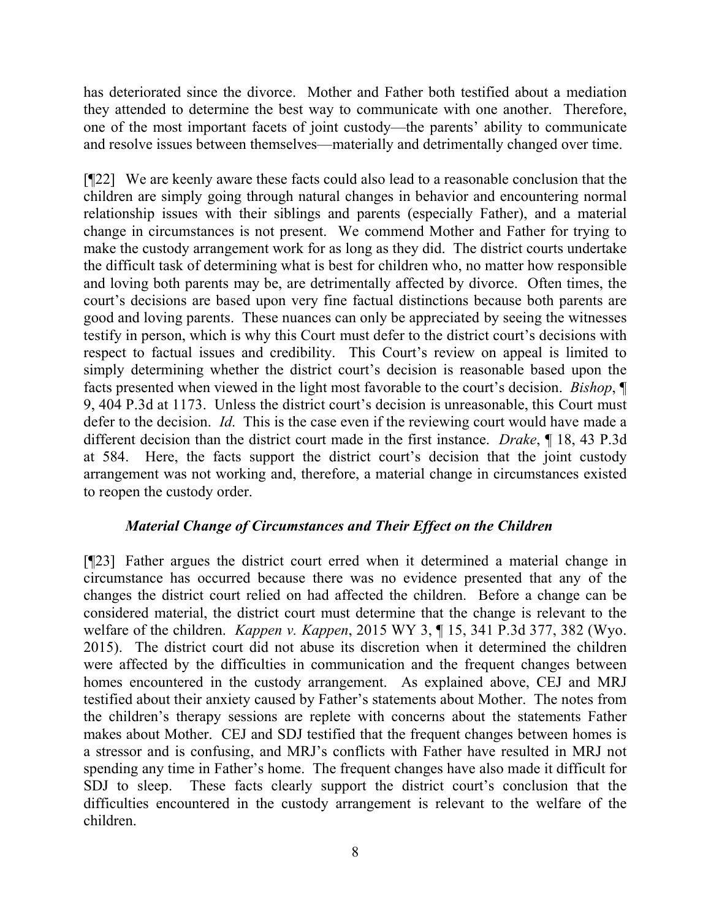has deteriorated since the divorce. Mother and Father both testified about a mediation they attended to determine the best way to communicate with one another. Therefore, one of the most important facets of joint custody—the parents' ability to communicate and resolve issues between themselves—materially and detrimentally changed over time.

[¶22] We are keenly aware these facts could also lead to a reasonable conclusion that the children are simply going through natural changes in behavior and encountering normal relationship issues with their siblings and parents (especially Father), and a material change in circumstances is not present. We commend Mother and Father for trying to make the custody arrangement work for as long as they did. The district courts undertake the difficult task of determining what is best for children who, no matter how responsible and loving both parents may be, are detrimentally affected by divorce. Often times, the court's decisions are based upon very fine factual distinctions because both parents are good and loving parents. These nuances can only be appreciated by seeing the witnesses testify in person, which is why this Court must defer to the district court's decisions with respect to factual issues and credibility. This Court's review on appeal is limited to simply determining whether the district court's decision is reasonable based upon the facts presented when viewed in the light most favorable to the court's decision. *Bishop*, ¶ 9, 404 P.3d at 1173. Unless the district court's decision is unreasonable, this Court must defer to the decision. *Id*. This is the case even if the reviewing court would have made a different decision than the district court made in the first instance. *Drake*, ¶ 18, 43 P.3d at 584. Here, the facts support the district court's decision that the joint custody arrangement was not working and, therefore, a material change in circumstances existed to reopen the custody order.

### *Material Change of Circumstances and Their Effect on the Children*

[¶23] Father argues the district court erred when it determined a material change in circumstance has occurred because there was no evidence presented that any of the changes the district court relied on had affected the children. Before a change can be considered material, the district court must determine that the change is relevant to the welfare of the children. *Kappen v. Kappen*, 2015 WY 3, ¶ 15, 341 P.3d 377, 382 (Wyo. 2015). The district court did not abuse its discretion when it determined the children were affected by the difficulties in communication and the frequent changes between homes encountered in the custody arrangement. As explained above, CEJ and MRJ testified about their anxiety caused by Father's statements about Mother. The notes from the children's therapy sessions are replete with concerns about the statements Father makes about Mother. CEJ and SDJ testified that the frequent changes between homes is a stressor and is confusing, and MRJ's conflicts with Father have resulted in MRJ not spending any time in Father's home. The frequent changes have also made it difficult for SDJ to sleep. These facts clearly support the district court's conclusion that the difficulties encountered in the custody arrangement is relevant to the welfare of the children.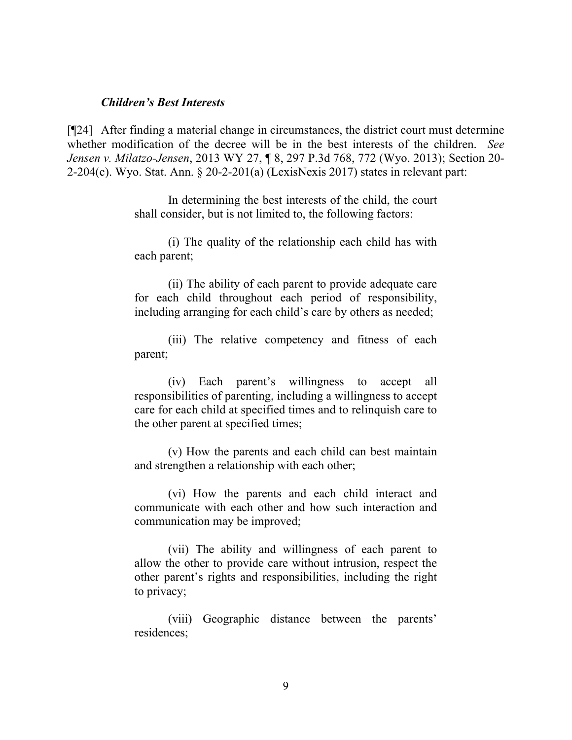***Children's Best Interests***

[¶24] After finding a material change in circumstances, the district court must determine whether modification of the decree will be in the best interests of the children. *See Jensen v. Milatzo-Jensen*, 2013 WY 27, ¶ 8, 297 P.3d 768, 772 (Wyo. 2013); Section 20-2-204(c). Wyo. Stat. Ann. § 20-2-201(a) (LexisNexis 2017) states in relevant part:

> In determining the best interests of the child, the court shall consider, but is not limited to, the following factors:
>
> (i) The quality of the relationship each child has with each parent;
>
> (ii) The ability of each parent to provide adequate care for each child throughout each period of responsibility, including arranging for each child's care by others as needed;
>
> (iii) The relative competency and fitness of each parent;
>
> (iv) Each parent's willingness to accept all responsibilities of parenting, including a willingness to accept care for each child at specified times and to relinquish care to the other parent at specified times;
>
> (v) How the parents and each child can best maintain and strengthen a relationship with each other;
>
> (vi) How the parents and each child interact and communicate with each other and how such interaction and communication may be improved;
>
> (vii) The ability and willingness of each parent to allow the other to provide care without intrusion, respect the other parent's rights and responsibilities, including the right to privacy;
>
> (viii) Geographic distance between the parents' residences;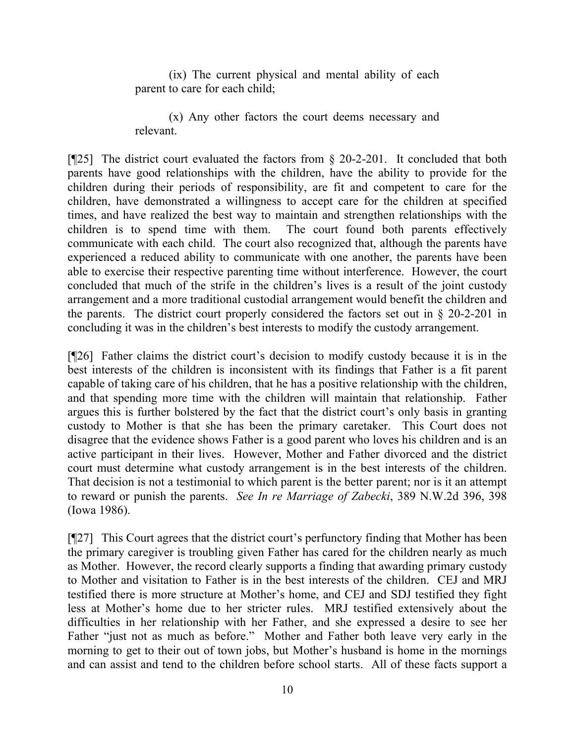(ix) The current physical and mental ability of each parent to care for each child;

(x) Any other factors the court deems necessary and relevant.

[¶25] The district court evaluated the factors from § 20-2-201. It concluded that both parents have good relationships with the children, have the ability to provide for the children during their periods of responsibility, are fit and competent to care for the children, have demonstrated a willingness to accept care for the children at specified times, and have realized the best way to maintain and strengthen relationships with the children is to spend time with them. The court found both parents effectively communicate with each child. The court also recognized that, although the parents have experienced a reduced ability to communicate with one another, the parents have been able to exercise their respective parenting time without interference. However, the court concluded that much of the strife in the children's lives is a result of the joint custody arrangement and a more traditional custodial arrangement would benefit the children and the parents. The district court properly considered the factors set out in § 20-2-201 in concluding it was in the children's best interests to modify the custody arrangement.

[¶26] Father claims the district court's decision to modify custody because it is in the best interests of the children is inconsistent with its findings that Father is a fit parent capable of taking care of his children, that he has a positive relationship with the children, and that spending more time with the children will maintain that relationship. Father argues this is further bolstered by the fact that the district court's only basis in granting custody to Mother is that she has been the primary caretaker. This Court does not disagree that the evidence shows Father is a good parent who loves his children and is an active participant in their lives. However, Mother and Father divorced and the district court must determine what custody arrangement is in the best interests of the children. That decision is not a testimonial to which parent is the better parent; nor is it an attempt to reward or punish the parents. *See In re Marriage of Zabecki*, 389 N.W.2d 396, 398 (Iowa 1986).

[¶27] This Court agrees that the district court's perfunctory finding that Mother has been the primary caregiver is troubling given Father has cared for the children nearly as much as Mother. However, the record clearly supports a finding that awarding primary custody to Mother and visitation to Father is in the best interests of the children. CEJ and MRJ testified there is more structure at Mother's home, and CEJ and SDJ testified they fight less at Mother's home due to her stricter rules. MRJ testified extensively about the difficulties in her relationship with her Father, and she expressed a desire to see her Father "just not as much as before." Mother and Father both leave very early in the morning to get to their out of town jobs, but Mother's husband is home in the mornings and can assist and tend to the children before school starts. All of these facts support a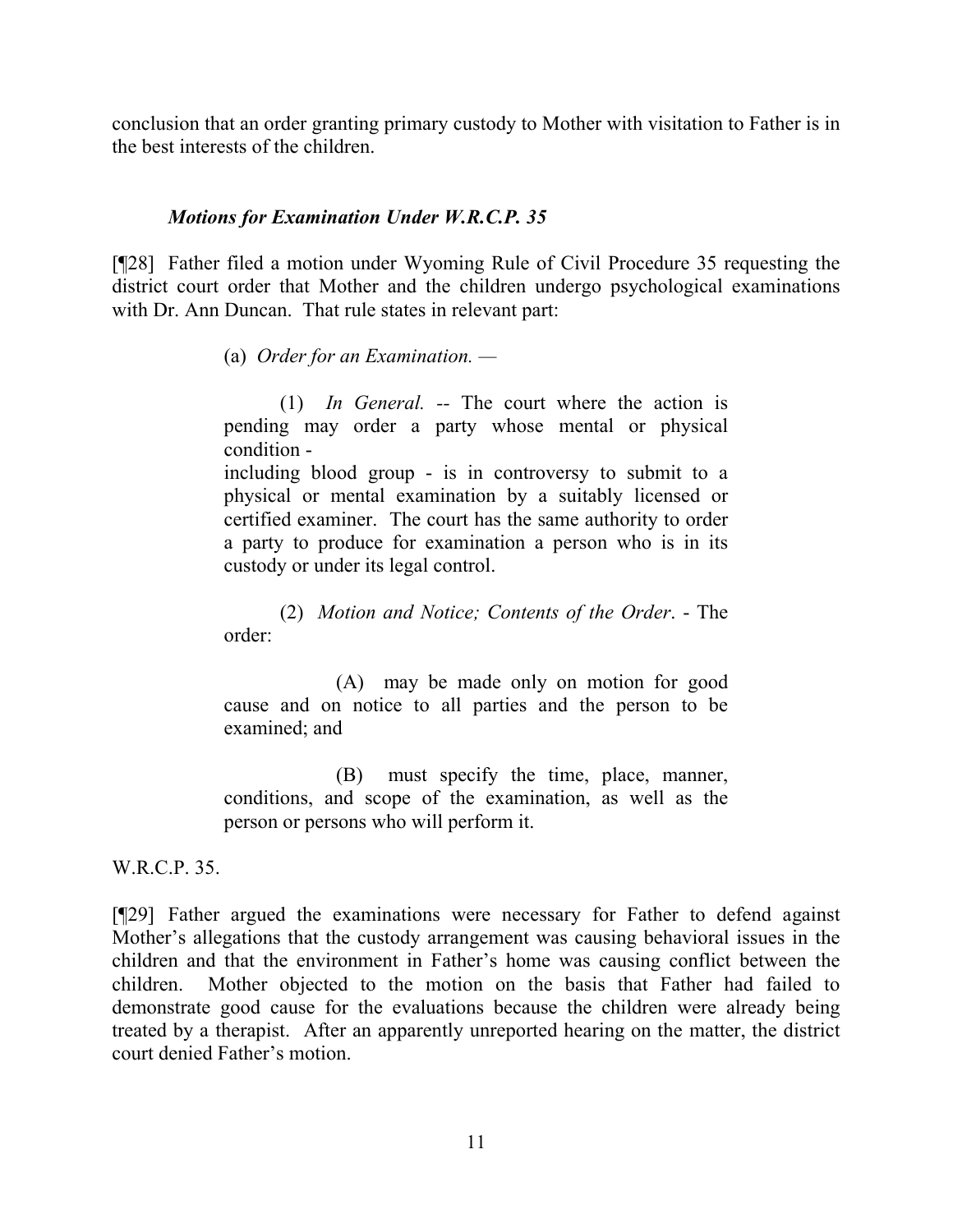conclusion that an order granting primary custody to Mother with visitation to Father is in the best interests of the children.

***Motions for Examination Under W.R.C.P. 35***

[¶28] Father filed a motion under Wyoming Rule of Civil Procedure 35 requesting the district court order that Mother and the children undergo psychological examinations with Dr. Ann Duncan. That rule states in relevant part:

> (a) *Order for an Examination.* —
>
> (1) *In General.* -- The court where the action is pending may order a party whose mental or physical condition -
> including blood group - is in controversy to submit to a physical or mental examination by a suitably licensed or certified examiner. The court has the same authority to order a party to produce for examination a person who is in its custody or under its legal control.
>
> (2) *Motion and Notice; Contents of the Order*. - The order:
>
> (A) may be made only on motion for good cause and on notice to all parties and the person to be examined; and
>
> (B) must specify the time, place, manner, conditions, and scope of the examination, as well as the person or persons who will perform it.

W.R.C.P. 35.

[¶29] Father argued the examinations were necessary for Father to defend against Mother's allegations that the custody arrangement was causing behavioral issues in the children and that the environment in Father's home was causing conflict between the children. Mother objected to the motion on the basis that Father had failed to demonstrate good cause for the evaluations because the children were already being treated by a therapist. After an apparently unreported hearing on the matter, the district court denied Father's motion.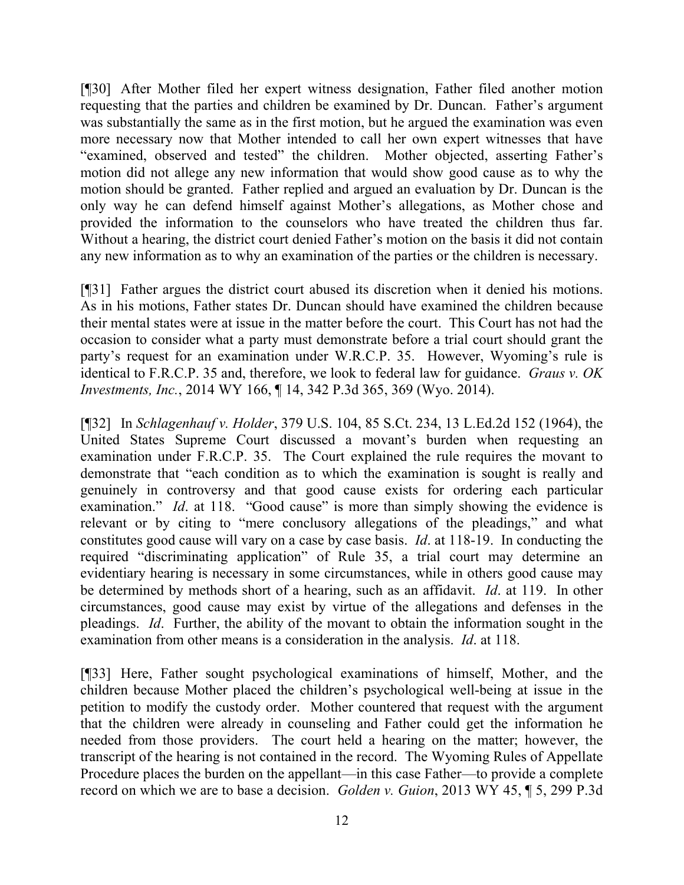[¶30] After Mother filed her expert witness designation, Father filed another motion requesting that the parties and children be examined by Dr. Duncan. Father's argument was substantially the same as in the first motion, but he argued the examination was even more necessary now that Mother intended to call her own expert witnesses that have "examined, observed and tested" the children. Mother objected, asserting Father's motion did not allege any new information that would show good cause as to why the motion should be granted. Father replied and argued an evaluation by Dr. Duncan is the only way he can defend himself against Mother's allegations, as Mother chose and provided the information to the counselors who have treated the children thus far. Without a hearing, the district court denied Father's motion on the basis it did not contain any new information as to why an examination of the parties or the children is necessary.

[¶31] Father argues the district court abused its discretion when it denied his motions. As in his motions, Father states Dr. Duncan should have examined the children because their mental states were at issue in the matter before the court. This Court has not had the occasion to consider what a party must demonstrate before a trial court should grant the party's request for an examination under W.R.C.P. 35. However, Wyoming's rule is identical to F.R.C.P. 35 and, therefore, we look to federal law for guidance. *Graus v. OK Investments, Inc.*, 2014 WY 166, ¶ 14, 342 P.3d 365, 369 (Wyo. 2014).

[¶32] In *Schlagenhauf v. Holder*, 379 U.S. 104, 85 S.Ct. 234, 13 L.Ed.2d 152 (1964), the United States Supreme Court discussed a movant's burden when requesting an examination under F.R.C.P. 35. The Court explained the rule requires the movant to demonstrate that "each condition as to which the examination is sought is really and genuinely in controversy and that good cause exists for ordering each particular examination." *Id*. at 118. "Good cause" is more than simply showing the evidence is relevant or by citing to "mere conclusory allegations of the pleadings," and what constitutes good cause will vary on a case by case basis. *Id*. at 118-19. In conducting the required "discriminating application" of Rule 35, a trial court may determine an evidentiary hearing is necessary in some circumstances, while in others good cause may be determined by methods short of a hearing, such as an affidavit. *Id*. at 119. In other circumstances, good cause may exist by virtue of the allegations and defenses in the pleadings. *Id*. Further, the ability of the movant to obtain the information sought in the examination from other means is a consideration in the analysis. *Id*. at 118.

[¶33] Here, Father sought psychological examinations of himself, Mother, and the children because Mother placed the children's psychological well-being at issue in the petition to modify the custody order. Mother countered that request with the argument that the children were already in counseling and Father could get the information he needed from those providers. The court held a hearing on the matter; however, the transcript of the hearing is not contained in the record. The Wyoming Rules of Appellate Procedure places the burden on the appellant—in this case Father—to provide a complete record on which we are to base a decision. *Golden v. Guion*, 2013 WY 45, ¶ 5, 299 P.3d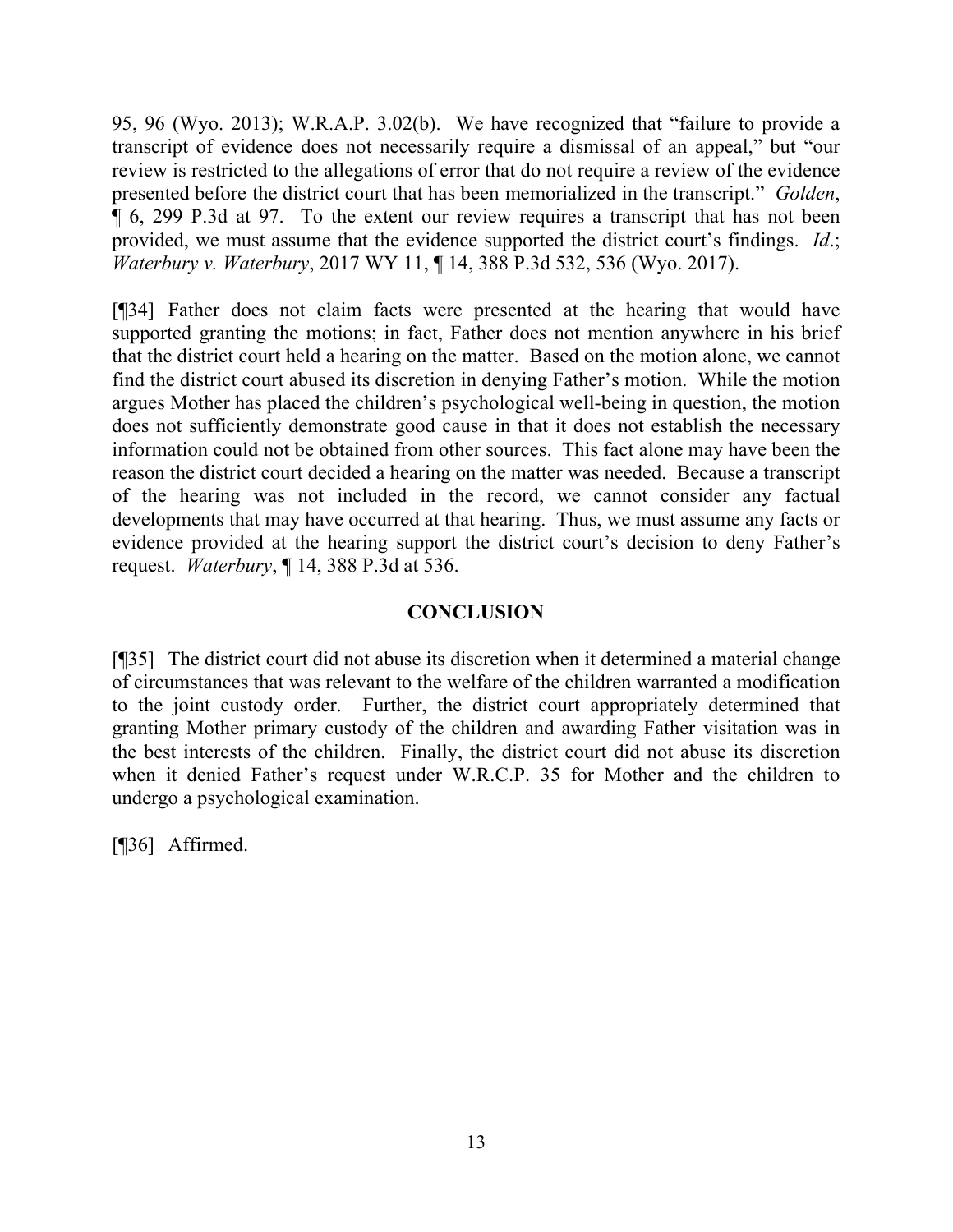95, 96 (Wyo. 2013); W.R.A.P. 3.02(b). We have recognized that "failure to provide a transcript of evidence does not necessarily require a dismissal of an appeal," but "our review is restricted to the allegations of error that do not require a review of the evidence presented before the district court that has been memorialized in the transcript." *Golden*, ¶ 6, 299 P.3d at 97. To the extent our review requires a transcript that has not been provided, we must assume that the evidence supported the district court's findings. *Id*.; *Waterbury v. Waterbury*, 2017 WY 11, ¶ 14, 388 P.3d 532, 536 (Wyo. 2017).

[¶34] Father does not claim facts were presented at the hearing that would have supported granting the motions; in fact, Father does not mention anywhere in his brief that the district court held a hearing on the matter. Based on the motion alone, we cannot find the district court abused its discretion in denying Father's motion. While the motion argues Mother has placed the children's psychological well-being in question, the motion does not sufficiently demonstrate good cause in that it does not establish the necessary information could not be obtained from other sources. This fact alone may have been the reason the district court decided a hearing on the matter was needed. Because a transcript of the hearing was not included in the record, we cannot consider any factual developments that may have occurred at that hearing. Thus, we must assume any facts or evidence provided at the hearing support the district court's decision to deny Father's request. *Waterbury*, ¶ 14, 388 P.3d at 536.

## CONCLUSION

[¶35] The district court did not abuse its discretion when it determined a material change of circumstances that was relevant to the welfare of the children warranted a modification to the joint custody order. Further, the district court appropriately determined that granting Mother primary custody of the children and awarding Father visitation was in the best interests of the children. Finally, the district court did not abuse its discretion when it denied Father's request under W.R.C.P. 35 for Mother and the children to undergo a psychological examination.

[¶36] Affirmed.